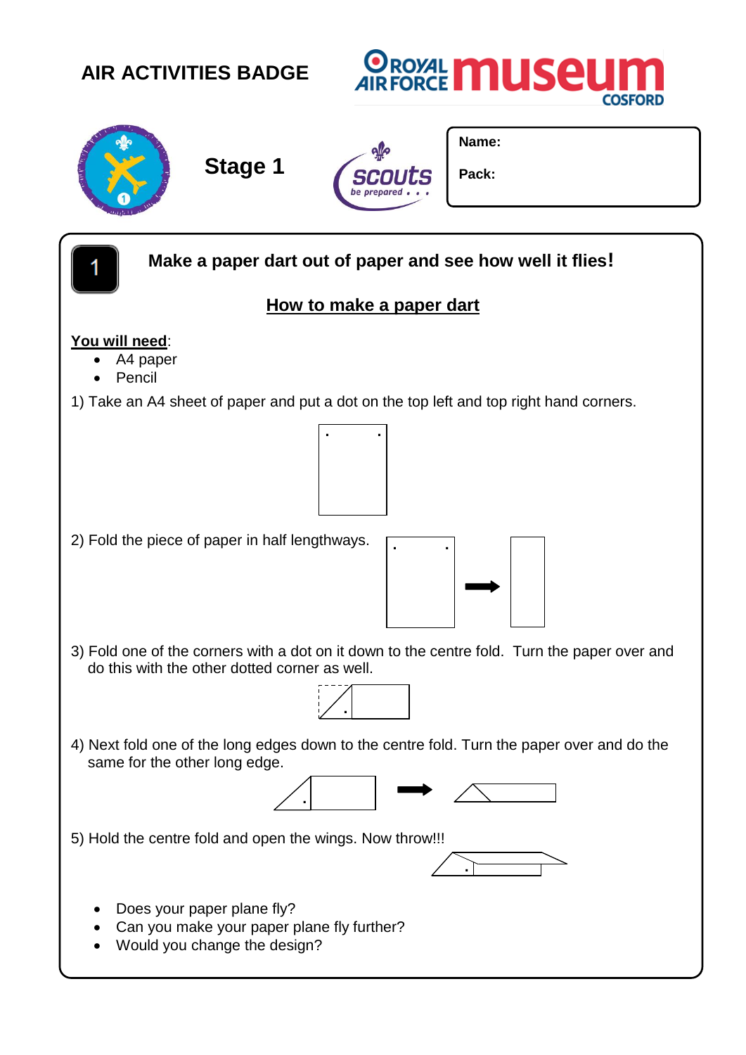# AIR ACTIVITIES BADGE

ROYAL AIR FORCE museum COSFORD

## Stage 1

scouts be prepared . . .

**Name:**

**Pack:**

**1**

### Make a paper dart out of paper and see how well it flies!

**How to make a paper dart**

**You will need**:

- A4 paper
- Pencil

1) Take an A4 sheet of paper and put a dot on the top left and top right hand corners.

2) Fold the piece of paper in half lengthways.

3) Fold one of the corners with a dot on it down to the centre fold. Turn the paper over and do this with the other dotted corner as well.

4) Next fold one of the long edges down to the centre fold. Turn the paper over and do the same for the other long edge.

5) Hold the centre fold and open the wings. Now throw!!!

- Does your paper plane fly?
- Can you make your paper plane fly further?
- Would you change the design?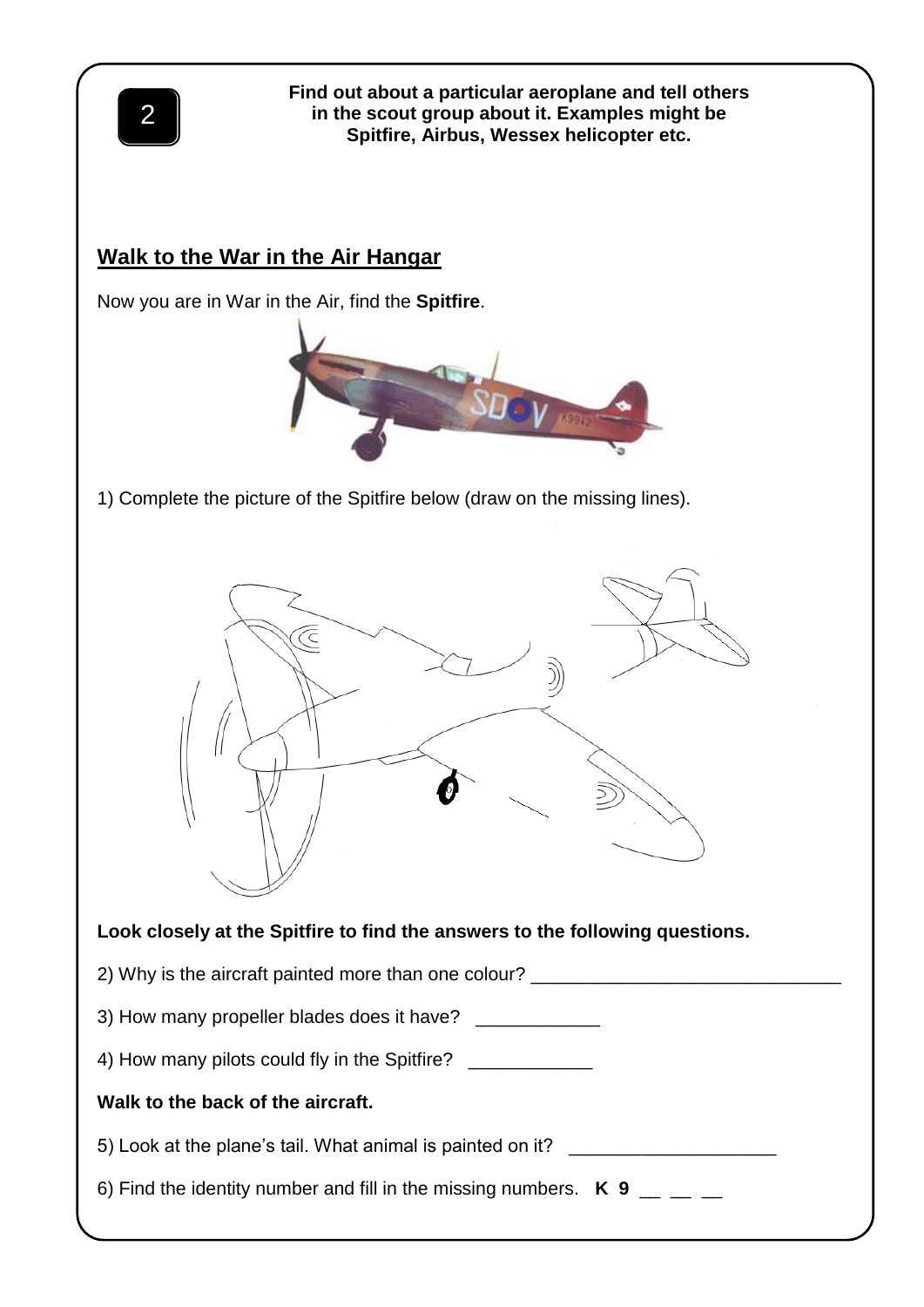2

**Find out about a particular aeroplane and tell others in the scout group about it. Examples might be Spitfire, Airbus, Wessex helicopter etc.**

## Walk to the War in the Air Hangar

Now you are in War in the Air, find the **Spitfire**.

1) Complete the picture of the Spitfire below (draw on the missing lines).

**Look closely at the Spitfire to find the answers to the following questions.**

2) Why is the aircraft painted more than one colour? ______________________________

3) How many propeller blades does it have? ____________

4) How many pilots could fly in the Spitfire? ____________

**Walk to the back of the aircraft.**

5) Look at the plane's tail. What animal is painted on it? ____________________

6) Find the identity number and fill in the missing numbers. **K 9** __ __ __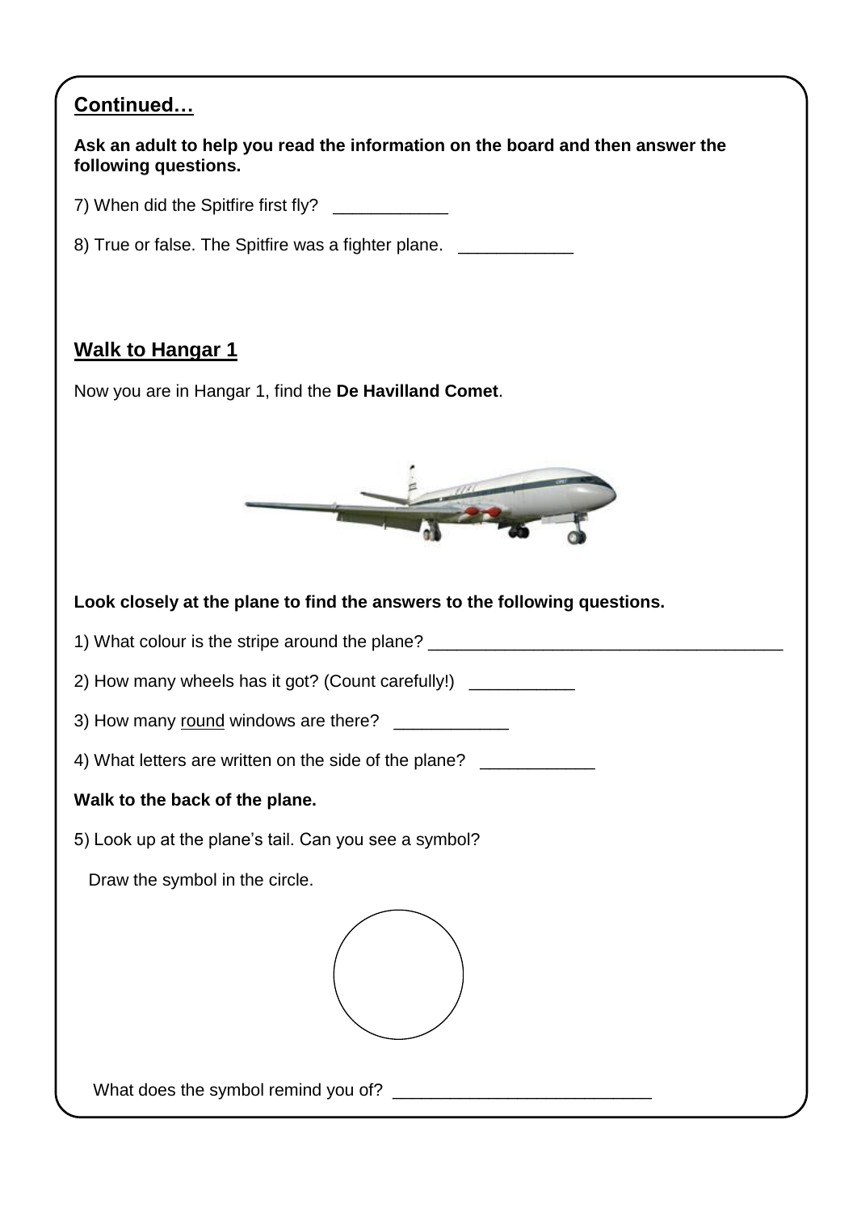## Continued…

**Ask an adult to help you read the information on the board and then answer the following questions.**

7) When did the Spitfire first fly? ____________

8) True or false. The Spitfire was a fighter plane. ____________

## Walk to Hangar 1

Now you are in Hangar 1, find the **De Havilland Comet**.

**Look closely at the plane to find the answers to the following questions.**

1) What colour is the stripe around the plane? ______________________________________

2) How many wheels has it got? (Count carefully!) ___________

3) How many round windows are there? ____________

4) What letters are written on the side of the plane? ____________

**Walk to the back of the plane.**

5) Look up at the plane's tail. Can you see a symbol?

Draw the symbol in the circle.

What does the symbol remind you of? ___________________________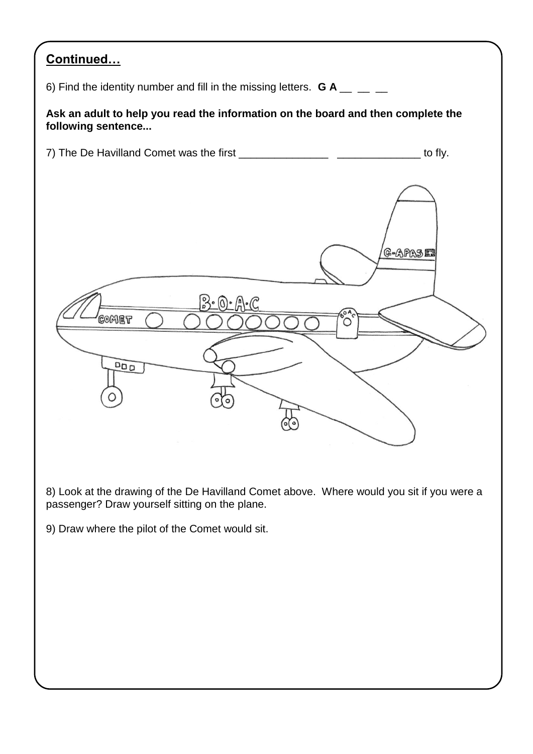## Continued…

6) Find the identity number and fill in the missing letters. **G A __ __ __**

**Ask an adult to help you read the information on the board and then complete the following sentence...**

7) The De Havilland Comet was the first _______________ ______________ to fly.

8) Look at the drawing of the De Havilland Comet above. Where would you sit if you were a passenger? Draw yourself sitting on the plane.

9) Draw where the pilot of the Comet would sit.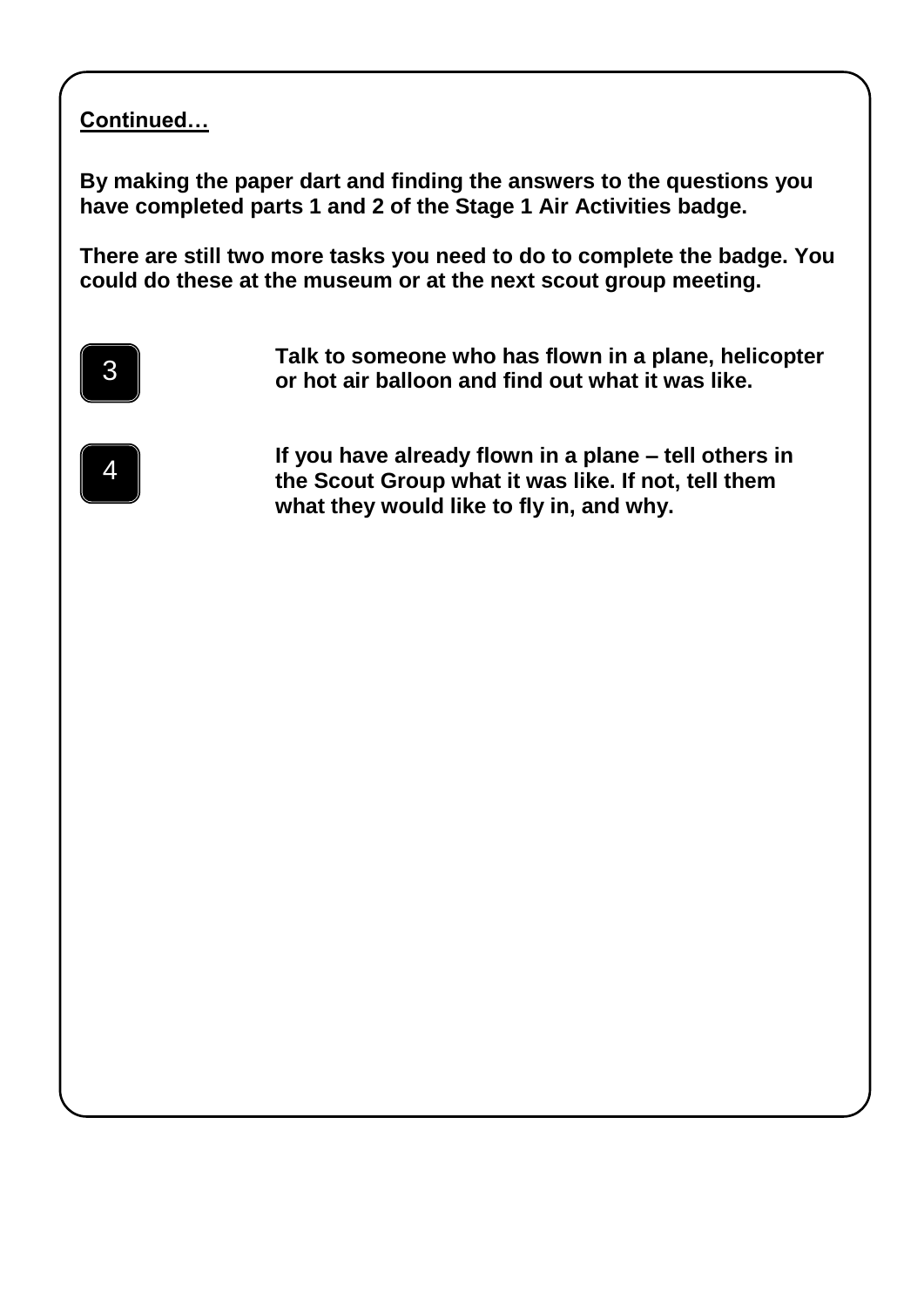**Continued…**

**By making the paper dart and finding the answers to the questions you have completed parts 1 and 2 of the Stage 1 Air Activities badge.**

**There are still two more tasks you need to do to complete the badge. You could do these at the museum or at the next scout group meeting.**

3. **Talk to someone who has flown in a plane, helicopter or hot air balloon and find out what it was like.**

4. **If you have already flown in a plane – tell others in the Scout Group what it was like. If not, tell them what they would like to fly in, and why.**